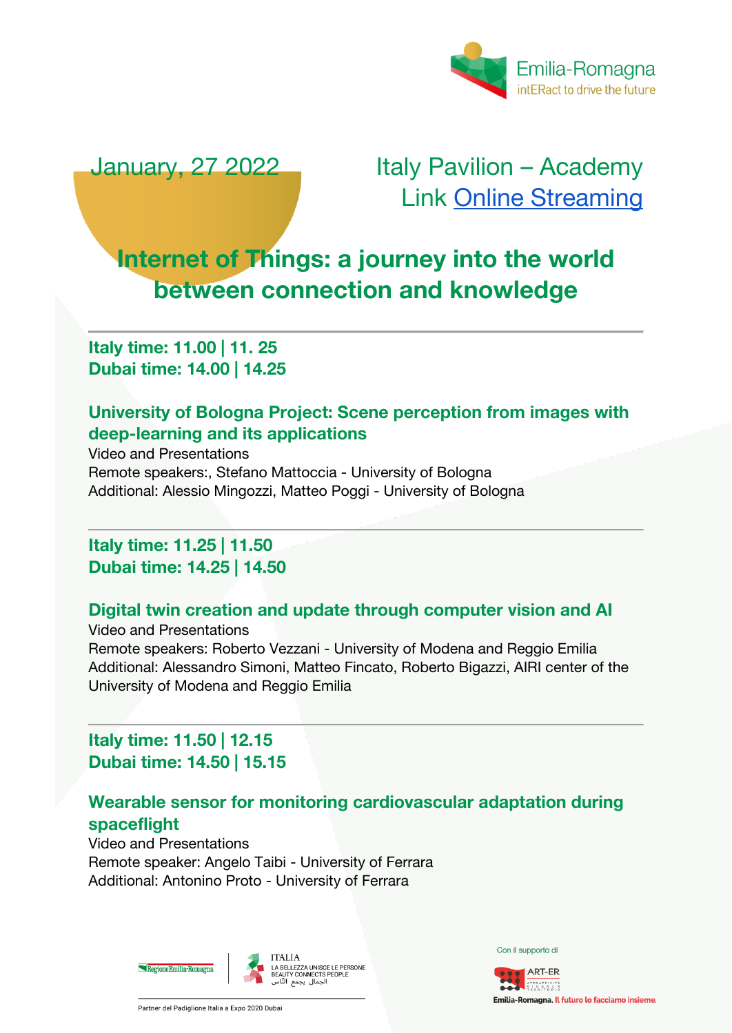Emilia-Romagna
intERact to drive the future

January, 27 2022

Italy Pavilion – Academy
Link [Online Streaming]

# Internet of Things: a journey into the world between connection and knowledge

---

**Italy time: 11.00 | 11. 25**
**Dubai time: 14.00 | 14.25**

### University of Bologna Project: Scene perception from images with deep-learning and its applications

Video and Presentations
Remote speakers:, Stefano Mattoccia - University of Bologna
Additional: Alessio Mingozzi, Matteo Poggi - University of Bologna

---

**Italy time: 11.25 | 11.50**
**Dubai time: 14.25 | 14.50**

### Digital twin creation and update through computer vision and AI

Video and Presentations
Remote speakers: Roberto Vezzani - University of Modena and Reggio Emilia
Additional: Alessandro Simoni, Matteo Fincato, Roberto Bigazzi, AIRI center of the University of Modena and Reggio Emilia

---

**Italy time: 11.50 | 12.15**
**Dubai time: 14.50 | 15.15**

### Wearable sensor for monitoring cardiovascular adaptation during spaceflight

Video and Presentations
Remote speaker: Angelo Taibi - University of Ferrara
Additional: Antonino Proto - University of Ferrara

Regione Emilia-Romagna

ITALIA
LA BELLEZZA UNISCE LE PERSONE
BEAUTY CONNECTS PEOPLE
الجمال يجمع الناس

Partner del Padiglione Italia a Expo 2020 Dubai

Con il supporto di

ART-ER
ATTRATTIVITÀ RICERCA TERRITORIO

Emilia-Romagna. Il futuro lo facciamo insieme.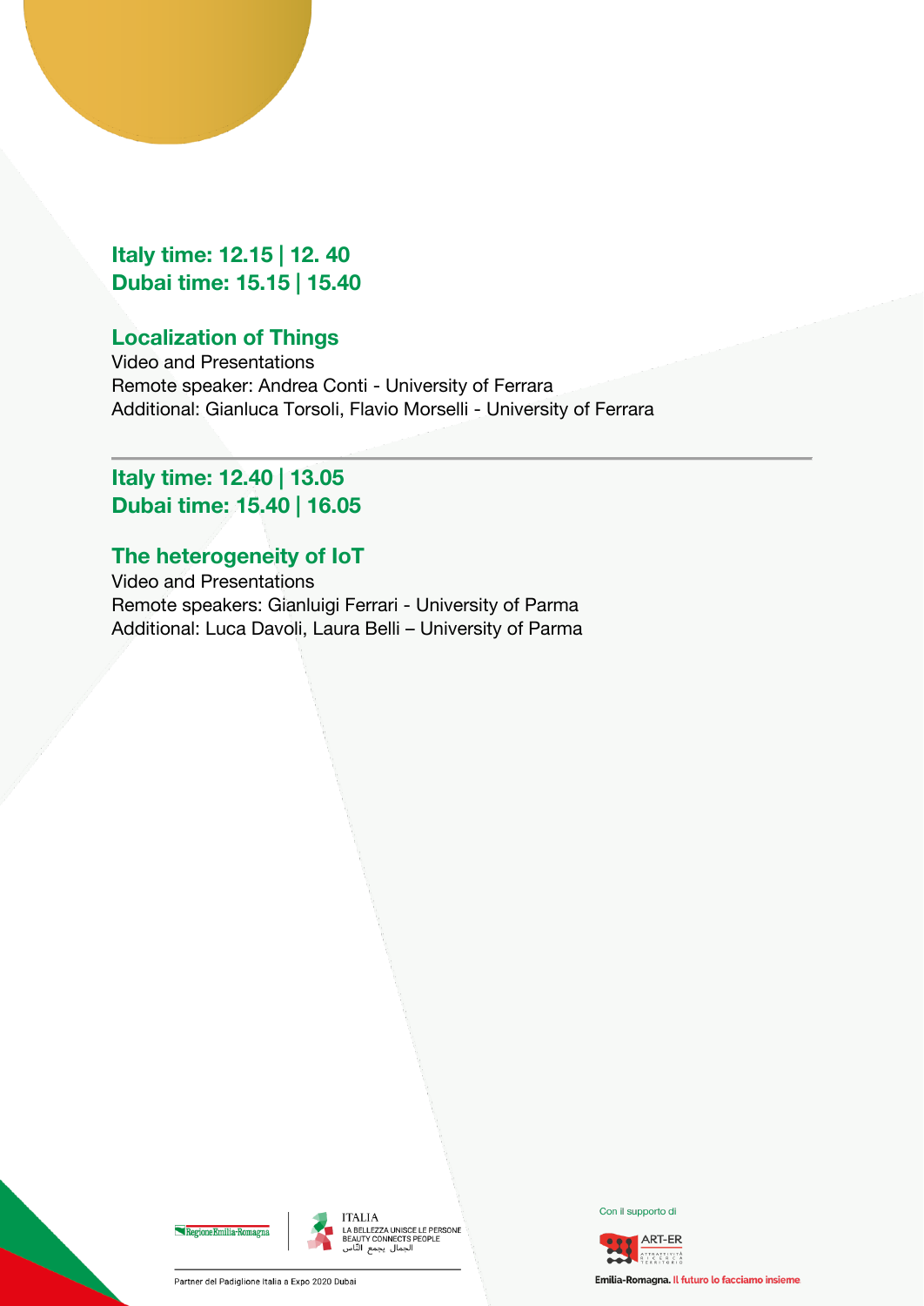**Italy time: 12.15 | 12. 40**
**Dubai time: 15.15 | 15.40**

## Localization of Things

Video and Presentations
Remote speaker: Andrea Conti - University of Ferrara
Additional: Gianluca Torsoli, Flavio Morselli - University of Ferrara

---

**Italy time: 12.40 | 13.05**
**Dubai time: 15.40 | 16.05**

## The heterogeneity of IoT

Video and Presentations
Remote speakers: Gianluigi Ferrari - University of Parma
Additional: Luca Davoli, Laura Belli – University of Parma

Regione Emilia-Romagna

ITALIA
LA BELLEZZA UNISCE LE PERSONE
BEAUTY CONNECTS PEOPLE
الجمال يجمع النّاس

Partner del Padiglione Italia a Expo 2020 Dubai

Con il supporto di

ART-ER
ATTRATTIVITÀ RICERCA TERRITORIO

Emilia-Romagna. Il futuro lo facciamo insieme